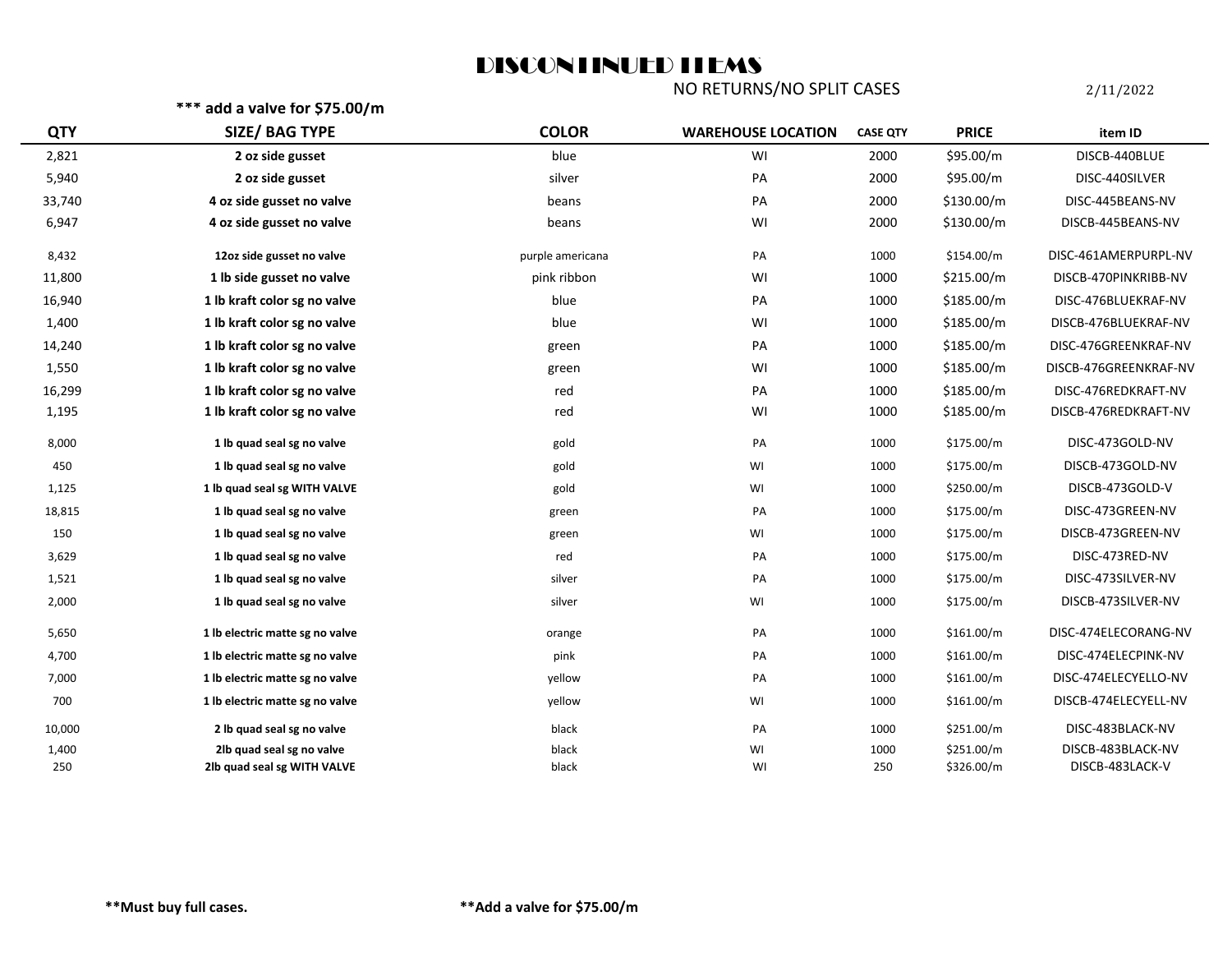# DISCONTINUED ITEMS

NO RETURNS/NO SPLIT CASES

2/11/2022

**\*\*\* add a valve for $75.00/m**

| QTY | SIZE/ BAG TYPE | COLOR | WAREHOUSE LOCATION | CASE QTY | PRICE | item ID |
|---|---|---|---|---|---|---|
| 2,821 | **2 oz side gusset** | blue | WI | 2000 | $95.00/m | DISCB-440BLUE |
| 5,940 | **2 oz side gusset** | silver | PA | 2000 | $95.00/m | DISC-440SILVER |
| 33,740 | **4 oz side gusset no valve** | beans | PA | 2000 | $130.00/m | DISC-445BEANS-NV |
| 6,947 | **4 oz side gusset no valve** | beans | WI | 2000 | $130.00/m | DISCB-445BEANS-NV |
| 8,432 | **12oz side gusset no valve** | purple americana | PA | 1000 | $154.00/m | DISC-461AMERPURPL-NV |
| 11,800 | **1 lb side gusset no valve** | pink ribbon | WI | 1000 | $215.00/m | DISCB-470PINKRIBB-NV |
| 16,940 | **1 lb kraft color sg no valve** | blue | PA | 1000 | $185.00/m | DISC-476BLUEKRAF-NV |
| 1,400 | **1 lb kraft color sg no valve** | blue | WI | 1000 | $185.00/m | DISCB-476BLUEKRAF-NV |
| 14,240 | **1 lb kraft color sg no valve** | green | PA | 1000 | $185.00/m | DISC-476GREENKRAF-NV |
| 1,550 | **1 lb kraft color sg no valve** | green | WI | 1000 | $185.00/m | DISCB-476GREENKRAF-NV |
| 16,299 | **1 lb kraft color sg no valve** | red | PA | 1000 | $185.00/m | DISC-476REDKRAFT-NV |
| 1,195 | **1 lb kraft color sg no valve** | red | WI | 1000 | $185.00/m | DISCB-476REDKRAFT-NV |
| 8,000 | **1 lb quad seal sg no valve** | gold | PA | 1000 | $175.00/m | DISC-473GOLD-NV |
| 450 | **1 lb quad seal sg no valve** | gold | WI | 1000 | $175.00/m | DISCB-473GOLD-NV |
| 1,125 | **1 lb quad seal sg WITH VALVE** | gold | WI | 1000 | $250.00/m | DISCB-473GOLD-V |
| 18,815 | **1 lb quad seal sg no valve** | green | PA | 1000 | $175.00/m | DISC-473GREEN-NV |
| 150 | **1 lb quad seal sg no valve** | green | WI | 1000 | $175.00/m | DISCB-473GREEN-NV |
| 3,629 | **1 lb quad seal sg no valve** | red | PA | 1000 | $175.00/m | DISC-473RED-NV |
| 1,521 | **1 lb quad seal sg no valve** | silver | PA | 1000 | $175.00/m | DISC-473SILVER-NV |
| 2,000 | **1 lb quad seal sg no valve** | silver | WI | 1000 | $175.00/m | DISCB-473SILVER-NV |
| 5,650 | **1 lb electric matte sg no valve** | orange | PA | 1000 | $161.00/m | DISC-474ELECORANG-NV |
| 4,700 | **1 lb electric matte sg no valve** | pink | PA | 1000 | $161.00/m | DISC-474ELECPINK-NV |
| 7,000 | **1 lb electric matte sg no valve** | yellow | PA | 1000 | $161.00/m | DISC-474ELECYELLO-NV |
| 700 | **1 lb electric matte sg no valve** | yellow | WI | 1000 | $161.00/m | DISCB-474ELECYELL-NV |
| 10,000 | **2 lb quad seal sg no valve** | black | PA | 1000 | $251.00/m | DISC-483BLACK-NV |
| 1,400 | **2lb quad seal sg no valve** | black | WI | 1000 | $251.00/m | DISCB-483BLACK-NV |
| 250 | **2lb quad seal sg WITH VALVE** | black | WI | 250 | $326.00/m | DISCB-483LACK-V |

**\*\*Must buy full cases.** **\*\*Add a valve for $75.00/m**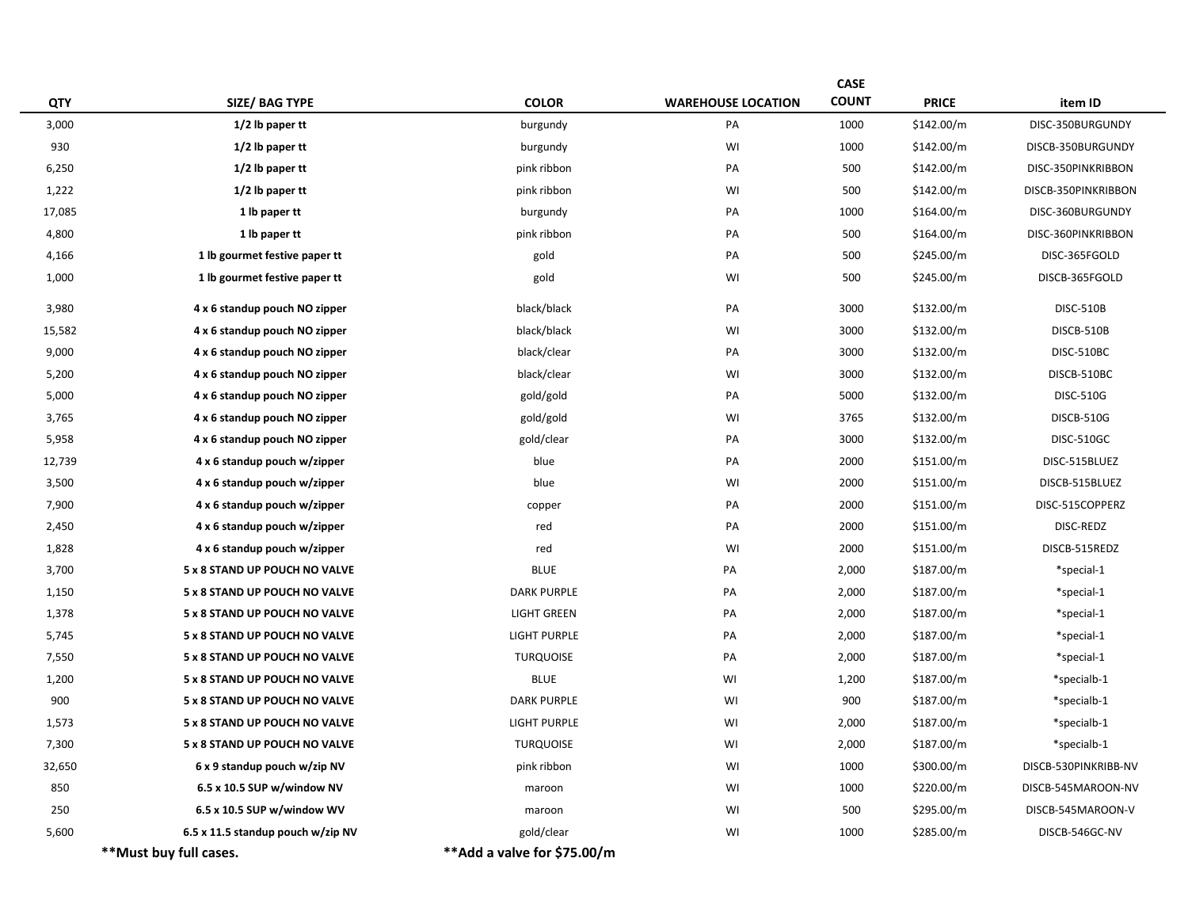| QTY | SIZE/ BAG TYPE | COLOR | WAREHOUSE LOCATION | CASE COUNT | PRICE | item ID |
|---|---|---|---|---|---|---|
| 3,000 | **1/2 lb paper tt** | burgundy | PA | 1000 | $142.00/m | DISC-350BURGUNDY |
| 930 | **1/2 lb paper tt** | burgundy | WI | 1000 | $142.00/m | DISCB-350BURGUNDY |
| 6,250 | **1/2 lb paper tt** | pink ribbon | PA | 500 | $142.00/m | DISC-350PINKRIBBON |
| 1,222 | **1/2 lb paper tt** | pink ribbon | WI | 500 | $142.00/m | DISCB-350PINKRIBBON |
| 17,085 | **1 lb paper tt** | burgundy | PA | 1000 | $164.00/m | DISC-360BURGUNDY |
| 4,800 | **1 lb paper tt** | pink ribbon | PA | 500 | $164.00/m | DISC-360PINKRIBBON |
| 4,166 | **1 lb gourmet festive paper tt** | gold | PA | 500 | $245.00/m | DISC-365FGOLD |
| 1,000 | **1 lb gourmet festive paper tt** | gold | WI | 500 | $245.00/m | DISCB-365FGOLD |
| 3,980 | **4 x 6 standup pouch NO zipper** | black/black | PA | 3000 | $132.00/m | DISC-510B |
| 15,582 | **4 x 6 standup pouch NO zipper** | black/black | WI | 3000 | $132.00/m | DISCB-510B |
| 9,000 | **4 x 6 standup pouch NO zipper** | black/clear | PA | 3000 | $132.00/m | DISC-510BC |
| 5,200 | **4 x 6 standup pouch NO zipper** | black/clear | WI | 3000 | $132.00/m | DISCB-510BC |
| 5,000 | **4 x 6 standup pouch NO zipper** | gold/gold | PA | 5000 | $132.00/m | DISC-510G |
| 3,765 | **4 x 6 standup pouch NO zipper** | gold/gold | WI | 3765 | $132.00/m | DISCB-510G |
| 5,958 | **4 x 6 standup pouch NO zipper** | gold/clear | PA | 3000 | $132.00/m | DISC-510GC |
| 12,739 | **4 x 6 standup pouch w/zipper** | blue | PA | 2000 | $151.00/m | DISC-515BLUEZ |
| 3,500 | **4 x 6 standup pouch w/zipper** | blue | WI | 2000 | $151.00/m | DISCB-515BLUEZ |
| 7,900 | **4 x 6 standup pouch w/zipper** | copper | PA | 2000 | $151.00/m | DISC-515COPPERZ |
| 2,450 | **4 x 6 standup pouch w/zipper** | red | PA | 2000 | $151.00/m | DISC-REDZ |
| 1,828 | **4 x 6 standup pouch w/zipper** | red | WI | 2000 | $151.00/m | DISCB-515REDZ |
| 3,700 | **5 x 8 STAND UP POUCH NO VALVE** | BLUE | PA | 2,000 | $187.00/m | *special-1 |
| 1,150 | **5 x 8 STAND UP POUCH NO VALVE** | DARK PURPLE | PA | 2,000 | $187.00/m | *special-1 |
| 1,378 | **5 x 8 STAND UP POUCH NO VALVE** | LIGHT GREEN | PA | 2,000 | $187.00/m | *special-1 |
| 5,745 | **5 x 8 STAND UP POUCH NO VALVE** | LIGHT PURPLE | PA | 2,000 | $187.00/m | *special-1 |
| 7,550 | **5 x 8 STAND UP POUCH NO VALVE** | TURQUOISE | PA | 2,000 | $187.00/m | *special-1 |
| 1,200 | **5 x 8 STAND UP POUCH NO VALVE** | BLUE | WI | 1,200 | $187.00/m | *specialb-1 |
| 900 | **5 x 8 STAND UP POUCH NO VALVE** | DARK PURPLE | WI | 900 | $187.00/m | *specialb-1 |
| 1,573 | **5 x 8 STAND UP POUCH NO VALVE** | LIGHT PURPLE | WI | 2,000 | $187.00/m | *specialb-1 |
| 7,300 | **5 x 8 STAND UP POUCH NO VALVE** | TURQUOISE | WI | 2,000 | $187.00/m | *specialb-1 |
| 32,650 | **6 x 9 standup pouch w/zip NV** | pink ribbon | WI | 1000 | $300.00/m | DISCB-530PINKRIBB-NV |
| 850 | **6.5 x 10.5 SUP w/window NV** | maroon | WI | 1000 | $220.00/m | DISCB-545MAROON-NV |
| 250 | **6.5 x 10.5 SUP w/window WV** | maroon | WI | 500 | $295.00/m | DISCB-545MAROON-V |
| 5,600 | **6.5 x 11.5 standup pouch w/zip NV** | gold/clear | WI | 1000 | $285.00/m | DISCB-546GC-NV |

**\*\*Must buy full cases.**

**\*\*Add a valve for $75.00/m**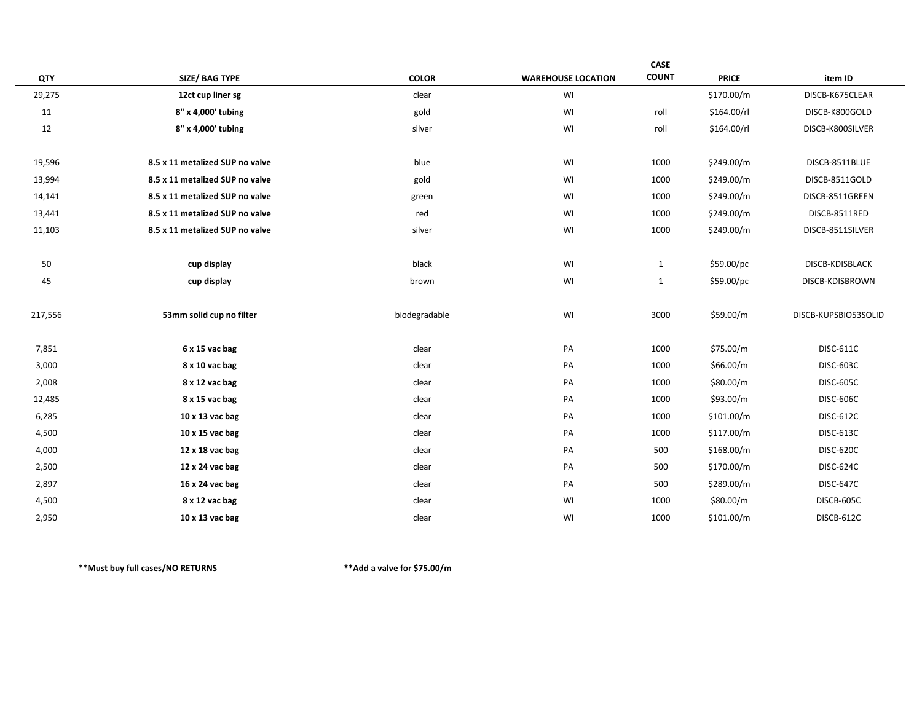| QTY | SIZE/ BAG TYPE | COLOR | WAREHOUSE LOCATION | CASE COUNT | PRICE | item ID |
|---|---|---|---|---|---|---|
| 29,275 | **12ct cup liner sg** | clear | WI | | $170.00/m | DISCB-K675CLEAR |
| 11 | **8" x 4,000' tubing** | gold | WI | roll | $164.00/rl | DISCB-K800GOLD |
| 12 | **8" x 4,000' tubing** | silver | WI | roll | $164.00/rl | DISCB-K800SILVER |
| | | | | | | |
| 19,596 | **8.5 x 11 metalized SUP no valve** | blue | WI | 1000 | $249.00/m | DISCB-8511BLUE |
| 13,994 | **8.5 x 11 metalized SUP no valve** | gold | WI | 1000 | $249.00/m | DISCB-8511GOLD |
| 14,141 | **8.5 x 11 metalized SUP no valve** | green | WI | 1000 | $249.00/m | DISCB-8511GREEN |
| 13,441 | **8.5 x 11 metalized SUP no valve** | red | WI | 1000 | $249.00/m | DISCB-8511RED |
| 11,103 | **8.5 x 11 metalized SUP no valve** | silver | WI | 1000 | $249.00/m | DISCB-8511SILVER |
| | | | | | | |
| 50 | **cup display** | black | WI | 1 | $59.00/pc | DISCB-KDISBLACK |
| 45 | **cup display** | brown | WI | 1 | $59.00/pc | DISCB-KDISBROWN |
| | | | | | | |
| 217,556 | **53mm solid cup no filter** | biodegradable | WI | 3000 | $59.00/m | DISCB-KUPSBIO53SOLID |
| | | | | | | |
| 7,851 | **6 x 15 vac bag** | clear | PA | 1000 | $75.00/m | DISC-611C |
| 3,000 | **8 x 10 vac bag** | clear | PA | 1000 | $66.00/m | DISC-603C |
| 2,008 | **8 x 12 vac bag** | clear | PA | 1000 | $80.00/m | DISC-605C |
| 12,485 | **8 x 15 vac bag** | clear | PA | 1000 | $93.00/m | DISC-606C |
| 6,285 | **10 x 13 vac bag** | clear | PA | 1000 | $101.00/m | DISC-612C |
| 4,500 | **10 x 15 vac bag** | clear | PA | 1000 | $117.00/m | DISC-613C |
| 4,000 | **12 x 18 vac bag** | clear | PA | 500 | $168.00/m | DISC-620C |
| 2,500 | **12 x 24 vac bag** | clear | PA | 500 | $170.00/m | DISC-624C |
| 2,897 | **16 x 24 vac bag** | clear | PA | 500 | $289.00/m | DISC-647C |
| 4,500 | **8 x 12 vac bag** | clear | WI | 1000 | $80.00/m | DISCB-605C |
| 2,950 | **10 x 13 vac bag** | clear | WI | 1000 | $101.00/m | DISCB-612C |

**\*\*Must buy full cases/NO RETURNS** **\*\*Add a valve for $75.00/m**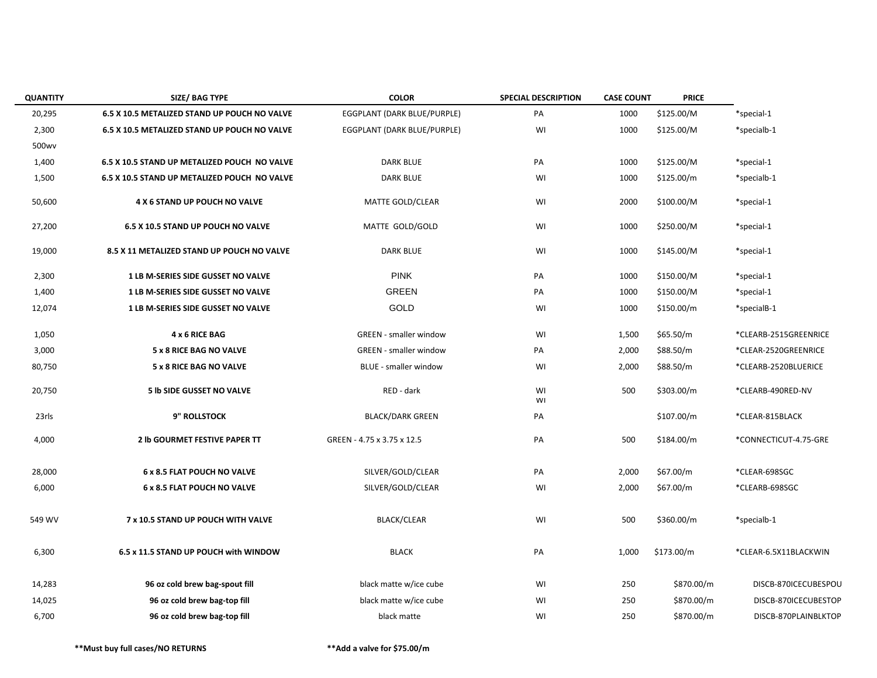| QUANTITY | SIZE/ BAG TYPE | COLOR | SPECIAL DESCRIPTION | CASE COUNT | PRICE | |
|---|---|---|---|---|---|---|
| 20,295 | **6.5 X 10.5 METALIZED STAND UP POUCH NO VALVE** | EGGPLANT (DARK BLUE/PURPLE) | PA | 1000 | $125.00/M | *special-1 |
| 2,300 | **6.5 X 10.5 METALIZED STAND UP POUCH NO VALVE** | EGGPLANT (DARK BLUE/PURPLE) | WI | 1000 | $125.00/M | *specialb-1 |
| 500wv | | | | | | |
| 1,400 | **6.5 X 10.5 STAND UP METALIZED POUCH NO VALVE** | DARK BLUE | PA | 1000 | $125.00/M | *special-1 |
| 1,500 | **6.5 X 10.5 STAND UP METALIZED POUCH NO VALVE** | DARK BLUE | WI | 1000 | $125.00/m | *specialb-1 |
| 50,600 | **4 X 6 STAND UP POUCH NO VALVE** | MATTE GOLD/CLEAR | WI | 2000 | $100.00/M | *special-1 |
| 27,200 | **6.5 X 10.5 STAND UP POUCH NO VALVE** | MATTE GOLD/GOLD | WI | 1000 | $250.00/M | *special-1 |
| 19,000 | **8.5 X 11 METALIZED STAND UP POUCH NO VALVE** | DARK BLUE | WI | 1000 | $145.00/M | *special-1 |
| 2,300 | **1 LB M-SERIES SIDE GUSSET NO VALVE** | PINK | PA | 1000 | $150.00/M | *special-1 |
| 1,400 | **1 LB M-SERIES SIDE GUSSET NO VALVE** | GREEN | PA | 1000 | $150.00/M | *special-1 |
| 12,074 | **1 LB M-SERIES SIDE GUSSET NO VALVE** | GOLD | WI | 1000 | $150.00/m | *specialB-1 |
| 1,050 | **4 x 6 RICE BAG** | GREEN - smaller window | WI | 1,500 | $65.50/m | *CLEARB-2515GREENRICE |
| 3,000 | **5 x 8 RICE BAG NO VALVE** | GREEN - smaller window | PA | 2,000 | $88.50/m | *CLEAR-2520GREENRICE |
| 80,750 | **5 x 8 RICE BAG NO VALVE** | BLUE - smaller window | WI | 2,000 | $88.50/m | *CLEARB-2520BLUERICE |
| 20,750 | **5 lb SIDE GUSSET NO VALVE** | RED - dark | WI WI | 500 | $303.00/m | *CLEARB-490RED-NV |
| 23rls | **9" ROLLSTOCK** | BLACK/DARK GREEN | PA | | $107.00/m | *CLEAR-815BLACK |
| 4,000 | **2 lb GOURMET FESTIVE PAPER TT** | GREEN - 4.75 x 3.75 x 12.5 | PA | 500 | $184.00/m | *CONNECTICUT-4.75-GRE |
| 28,000 | **6 x 8.5 FLAT POUCH NO VALVE** | SILVER/GOLD/CLEAR | PA | 2,000 | $67.00/m | *CLEAR-698SGC |
| 6,000 | **6 x 8.5 FLAT POUCH NO VALVE** | SILVER/GOLD/CLEAR | WI | 2,000 | $67.00/m | *CLEARB-698SGC |
| 549 WV | **7 x 10.5 STAND UP POUCH WITH VALVE** | BLACK/CLEAR | WI | 500 | $360.00/m | *specialb-1 |
| 6,300 | **6.5 x 11.5 STAND UP POUCH with WINDOW** | BLACK | PA | 1,000 | $173.00/m | *CLEAR-6.5X11BLACKWIN |
| 14,283 | **96 oz cold brew bag-spout fill** | black matte w/ice cube | WI | 250 | $870.00/m | DISCB-870ICECUBESPOU |
| 14,025 | **96 oz cold brew bag-top fill** | black matte w/ice cube | WI | 250 | $870.00/m | DISCB-870ICECUBESTOP |
| 6,700 | **96 oz cold brew bag-top fill** | black matte | WI | 250 | $870.00/m | DISCB-870PLAINBLKTOP |

**\*\*Must buy full cases/NO RETURNS**

**\*\*Add a valve for $75.00/m**